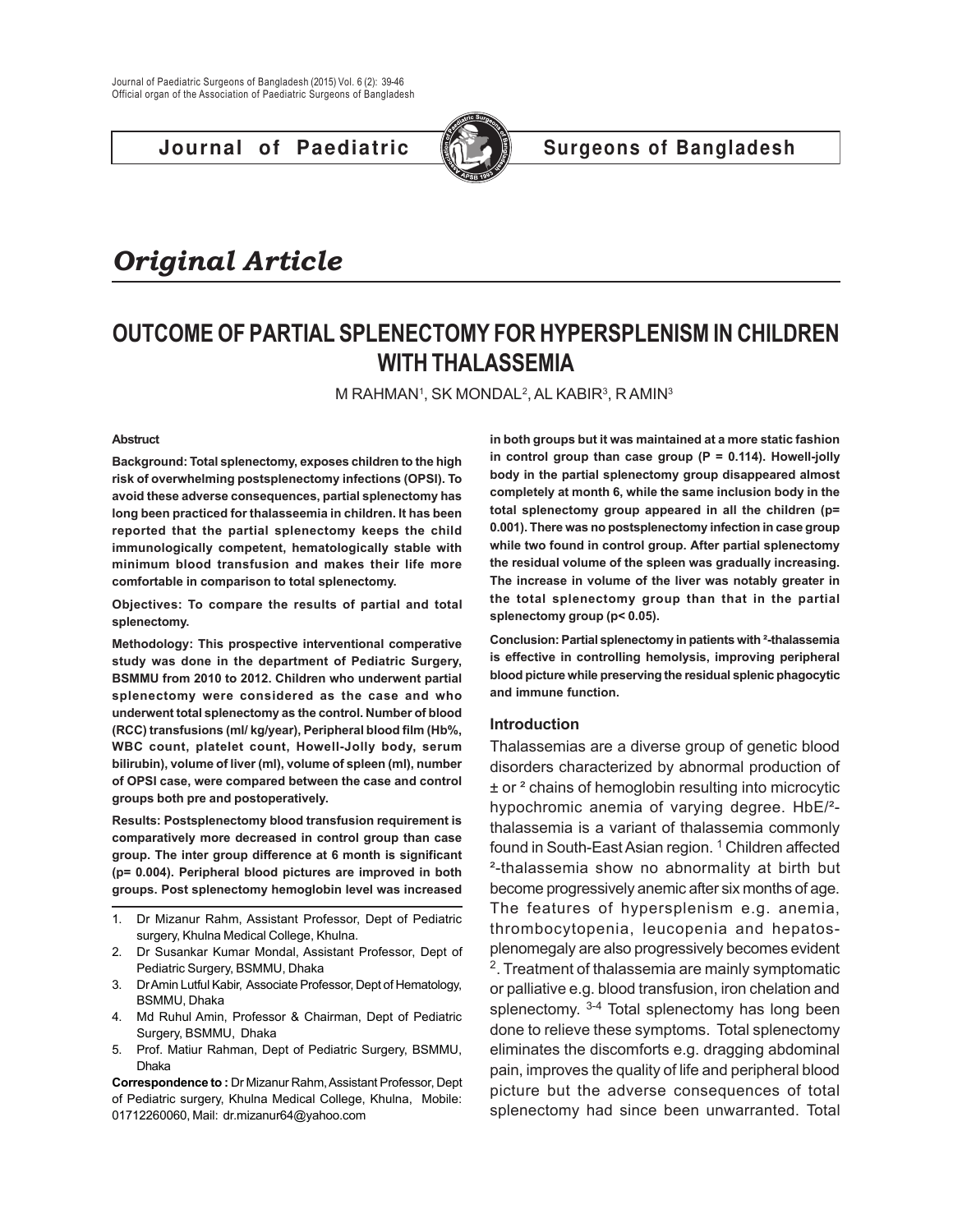# Original Article

## OUTCOME OF PARTIAL SPLENECTOMY FOR HYPERSPLENISM IN CHILDREN WITH THALASSEMIA

M RAHMAN[1], SK MONDAL[2], AL KABIR[3], R AMIN[3]

**Abstruct**

**Background: Total splenectomy, exposes children to the high risk of overwhelming postsplenectomy infections (OPSI). To avoid these adverse consequences, partial splenectomy has long been practiced for thalassemia in children. It has been reported that the partial splenectomy keeps the child immunologically competent, hematologically stable with minimum blood transfusion and makes their life more comfortable in comparison to total splenectomy.**

**Objectives: To compare the results of partial and total splenectomy.**

**Methodology: This prospective interventional comperative study was done in the department of Pediatric Surgery, BSMMU from 2010 to 2012. Children who underwent partial splenectomy were considered as the case and who underwent total splenectomy as the control. Number of blood (RCC) transfusions (ml/ kg/year), Peripheral blood film (Hb%, WBC count, platelet count, Howell-Jolly body, serum bilirubin), volume of liver (ml), volume of spleen (ml), number of OPSI case, were compared between the case and control groups both pre and postoperatively.**

**Results: Postsplenectomy blood transfusion requirement is comparatively more decreased in control group than case group. The inter group difference at 6 month is significant (p= 0.004). Peripheral blood pictures are improved in both groups. Post splenectomy hemoglobin level was increased in both groups but it was maintained at a more static fashion in control group than case group (P = 0.114). Howell-jolly body in the partial splenectomy group disappeared almost completely at month 6, while the same inclusion body in the total splenectomy group appeared in all the children (p= 0.001). There was no postsplenectomy infection in case group while two found in control group. After partial splenectomy the residual volume of the spleen was gradually increasing. The increase in volume of the liver was notably greater in the total splenectomy group than that in the partial splenectomy group (p< 0.05).**

**Conclusion: Partial splenectomy in patients with ²-thalassemia is effective in controlling hemolysis, improving peripheral blood picture while preserving the residual splenic phagocytic and immune function.**

1. Dr Mizanur Rahm, Assistant Professor, Dept of Pediatric surgery, Khulna Medical College, Khulna.
2. Dr Susankar Kumar Mondal, Assistant Professor, Dept of Pediatric Surgery, BSMMU, Dhaka
3. Dr Amin Lutful Kabir, Associate Professor, Dept of Hematology, BSMMU, Dhaka
4. Md Ruhul Amin, Professor & Chairman, Dept of Pediatric Surgery, BSMMU, Dhaka
5. Prof. Matiur Rahman, Dept of Pediatric Surgery, BSMMU, Dhaka

**Correspondence to :** Dr Mizanur Rahm, Assistant Professor, Dept of Pediatric surgery, Khulna Medical College, Khulna, Mobile: 01712260060, Mail: dr.mizanur64@yahoo.com

### Introduction

Thalassemias are a diverse group of genetic blood disorders characterized by abnormal production of ± or ² chains of hemoglobin resulting into microcytic hypochromic anemia of varying degree. HbE/²-thalassemia is a variant of thalassemia commonly found in South-East Asian region. [1] Children affected ²-thalassemia show no abnormality at birth but become progressively anemic after six months of age. The features of hypersplenism e.g. anemia, thrombocytopenia, leucopenia and hepatosplenomegaly are also progressively becomes evident [2]. Treatment of thalassemia are mainly symptomatic or palliative e.g. blood transfusion, iron chelation and splenectomy. [3-4] Total splenectomy has long been done to relieve these symptoms. Total splenectomy eliminates the discomforts e.g. dragging abdominal pain, improves the quality of life and peripheral blood picture but the adverse consequences of total splenectomy had since been unwarranted. Total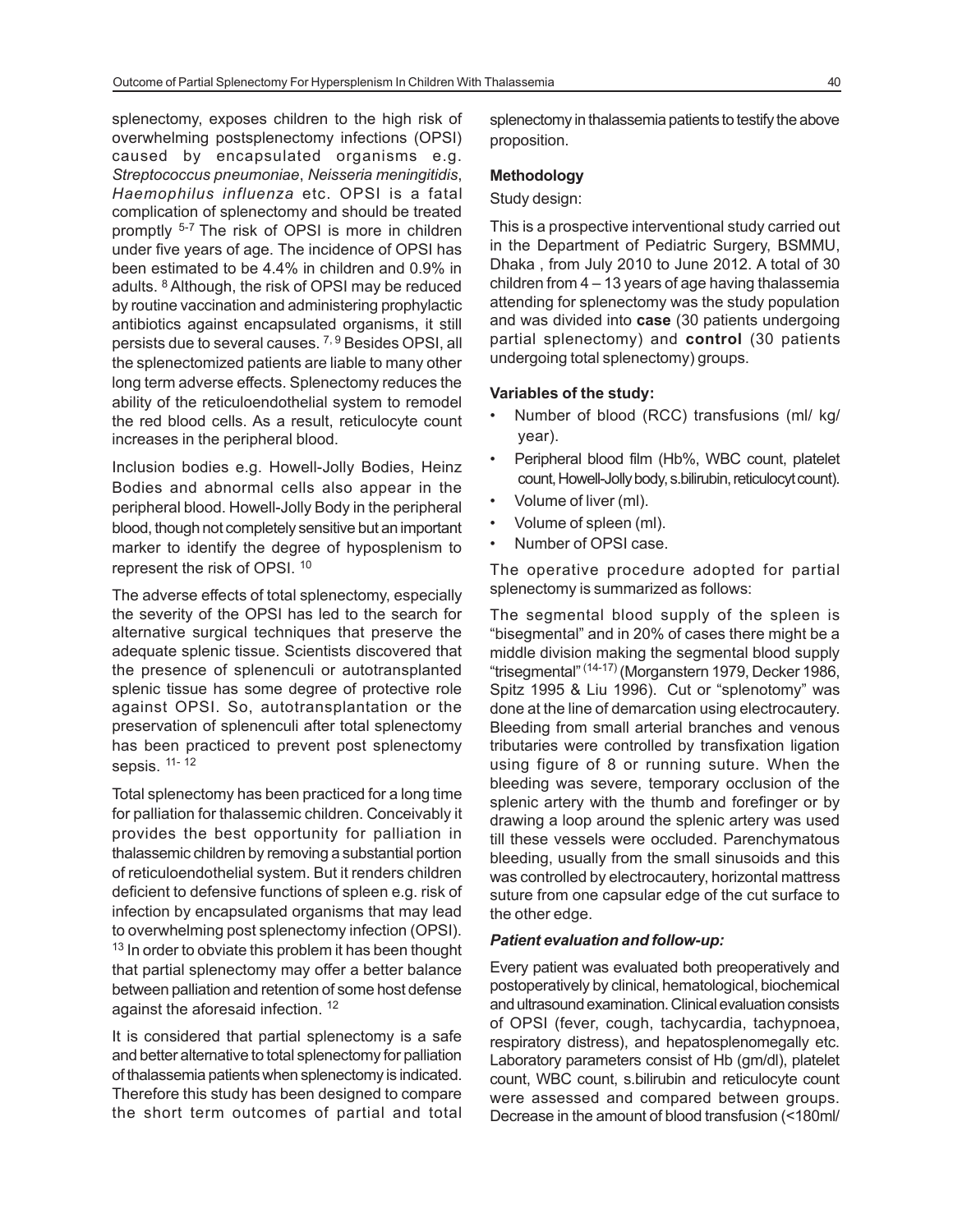splenectomy, exposes children to the high risk of overwhelming postsplenectomy infections (OPSI) caused by encapsulated organisms e.g. *Streptococcus pneumoniae*, *Neisseria meningitidis*, *Haemophilus influenza* etc. OPSI is a fatal complication of splenectomy and should be treated promptly [5-7] The risk of OPSI is more in children under five years of age. The incidence of OPSI has been estimated to be 4.4% in children and 0.9% in adults. [8] Although, the risk of OPSI may be reduced by routine vaccination and administering prophylactic antibiotics against encapsulated organisms, it still persists due to several causes. [7, 9] Besides OPSI, all the splenectomized patients are liable to many other long term adverse effects. Splenectomy reduces the ability of the reticuloendothelial system to remodel the red blood cells. As a result, reticulocyte count increases in the peripheral blood.

Inclusion bodies e.g. Howell-Jolly Bodies, Heinz Bodies and abnormal cells also appear in the peripheral blood. Howell-Jolly Body in the peripheral blood, though not completely sensitive but an important marker to identify the degree of hyposplenism to represent the risk of OPSI. [10]

The adverse effects of total splenectomy, especially the severity of the OPSI has led to the search for alternative surgical techniques that preserve the adequate splenic tissue. Scientists discovered that the presence of splenenculi or autotransplanted splenic tissue has some degree of protective role against OPSI. So, autotransplantation or the preservation of splenenculi after total splenectomy has been practiced to prevent post splenectomy sepsis. [11- 12]

Total splenectomy has been practiced for a long time for palliation for thalassemic children. Conceivably it provides the best opportunity for palliation in thalassemic children by removing a substantial portion of reticuloendothelial system. But it renders children deficient to defensive functions of spleen e.g. risk of infection by encapsulated organisms that may lead to overwhelming post splenectomy infection (OPSI). [13] In order to obviate this problem it has been thought that partial splenectomy may offer a better balance between palliation and retention of some host defense against the aforesaid infection. [12]

It is considered that partial splenectomy is a safe and better alternative to total splenectomy for palliation of thalassemia patients when splenectomy is indicated. Therefore this study has been designed to compare the short term outcomes of partial and total splenectomy in thalassemia patients to testify the above proposition.

## Methodology

Study design:

This is a prospective interventional study carried out in the Department of Pediatric Surgery, BSMMU, Dhaka , from July 2010 to June 2012. A total of 30 children from 4 – 13 years of age having thalassemia attending for splenectomy was the study population and was divided into **case** (30 patients undergoing partial splenectomy) and **control** (30 patients undergoing total splenectomy) groups.

### Variables of the study:

- Number of blood (RCC) transfusions (ml/ kg/ year).
- Peripheral blood film (Hb%, WBC count, platelet count, Howell-Jolly body, s.bilirubin, reticulocyt count).
- Volume of liver (ml).
- Volume of spleen (ml).
- Number of OPSI case.

The operative procedure adopted for partial splenectomy is summarized as follows:

The segmental blood supply of the spleen is "bisegmental" and in 20% of cases there might be a middle division making the segmental blood supply "trisegmental" [(14-17)] (Morganstern 1979, Decker 1986, Spitz 1995 & Liu 1996). Cut or "splenotomy" was done at the line of demarcation using electrocautery. Bleeding from small arterial branches and venous tributaries were controlled by transfixation ligation using figure of 8 or running suture. When the bleeding was severe, temporary occlusion of the splenic artery with the thumb and forefinger or by drawing a loop around the splenic artery was used till these vessels were occluded. Parenchymatous bleeding, usually from the small sinusoids and this was controlled by electrocautery, horizontal mattress suture from one capsular edge of the cut surface to the other edge.

### *Patient evaluation and follow-up:*

Every patient was evaluated both preoperatively and postoperatively by clinical, hematological, biochemical and ultrasound examination. Clinical evaluation consists of OPSI (fever, cough, tachycardia, tachypnoea, respiratory distress), and hepatosplenomegally etc. Laboratory parameters consist of Hb (gm/dl), platelet count, WBC count, s.bilirubin and reticulocyte count were assessed and compared between groups. Decrease in the amount of blood transfusion (<180ml/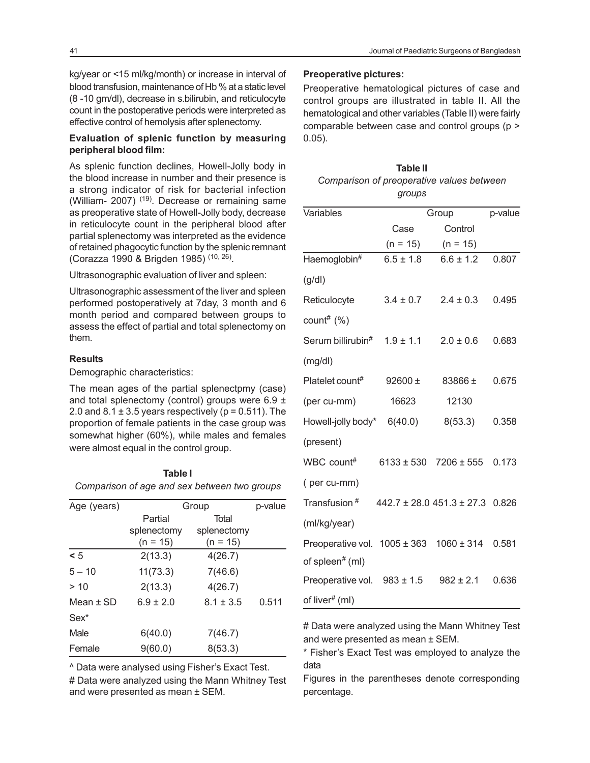kg/year or <15 ml/kg/month) or increase in interval of blood transfusion, maintenance of Hb % at a static level (8 -10 gm/dl), decrease in s.bilirubin, and reticulocyte count in the postoperative periods were interpreted as effective control of hemolysis after splenectomy.

### Evaluation of splenic function by measuring peripheral blood film:

As splenic function declines, Howell-Jolly body in the blood increase in number and their presence is a strong indicator of risk for bacterial infection (William- 2007) [19]. Decrease or remaining same as preoperative state of Howell-Jolly body, decrease in reticulocyte count in the peripheral blood after partial splenectomy was interpreted as the evidence of retained phagocytic function by the splenic remnant (Corazza 1990 & Brigden 1985) [10, 26].

Ultrasonographic evaluation of liver and spleen:

Ultrasonographic assessment of the liver and spleen performed postoperatively at 7day, 3 month and 6 month period and compared between groups to assess the effect of partial and total splenectomy on them.

### Results

Demographic characteristics:

The mean ages of the partial splenectpmy (case) and total splenectomy (control) groups were 6.9 ± 2.0 and 8.1 ± 3.5 years respectively (p = 0.511). The proportion of female patients in the case group was somewhat higher (60%), while males and females were almost equal in the control group.

**Table I**

*Comparison of age and sex between two groups*

| Age (years) | Group | | p-value |
|---|---|---|---|
| | Partial splenectomy (n = 15) | Total splenectomy (n = 15) | |
| < 5 | 2(13.3) | 4(26.7) | |
| 5 – 10 | 11(73.3) | 7(46.6) | |
| > 10 | 2(13.3) | 4(26.7) | |
| Mean ± SD | 6.9 ± 2.0 | 8.1 ± 3.5 | 0.511 |
| Sex* | | | |
| Male | 6(40.0) | 7(46.7) | |
| Female | 9(60.0) | 8(53.3) | |

^ Data were analysed using Fisher's Exact Test.

# Data were analyzed using the Mann Whitney Test and were presented as mean ± SEM.

### Preoperative pictures:

Preoperative hematological pictures of case and control groups are illustrated in table II. All the hematological and other variables (Table II) were fairly comparable between case and control groups (p > 0.05).

**Table II**

*Comparison of preoperative values between groups*

| Variables | Group | | p-value |
|---|---|---|---|
| | Case (n = 15) | Control (n = 15) | |
| Haemoglobin# (g/dl) | 6.5 ± 1.8 | 6.6 ± 1.2 | 0.807 |
| Reticulocyte count# (%) | 3.4 ± 0.7 | 2.4 ± 0.3 | 0.495 |
| Serum billirubin# (mg/dl) | 1.9 ± 1.1 | 2.0 ± 0.6 | 0.683 |
| Platelet count# (per cu-mm) | 92600 ± 16623 | 83866 ± 12130 | 0.675 |
| Howell-jolly body* (present) | 6(40.0) | 8(53.3) | 0.358 |
| WBC count# ( per cu-mm) | 6133 ± 530 | 7206 ± 555 | 0.173 |
| Transfusion # (ml/kg/year) | 442.7 ± 28.0 | 451.3 ± 27.3 | 0.826 |
| Preoperative vol. of spleen# (ml) | 1005 ± 363 | 1060 ± 314 | 0.581 |
| Preoperative vol. of liver# (ml) | 983 ± 1.5 | 982 ± 2.1 | 0.636 |

# Data were analyzed using the Mann Whitney Test and were presented as mean ± SEM.

* Fisher's Exact Test was employed to analyze the data

Figures in the parentheses denote corresponding percentage.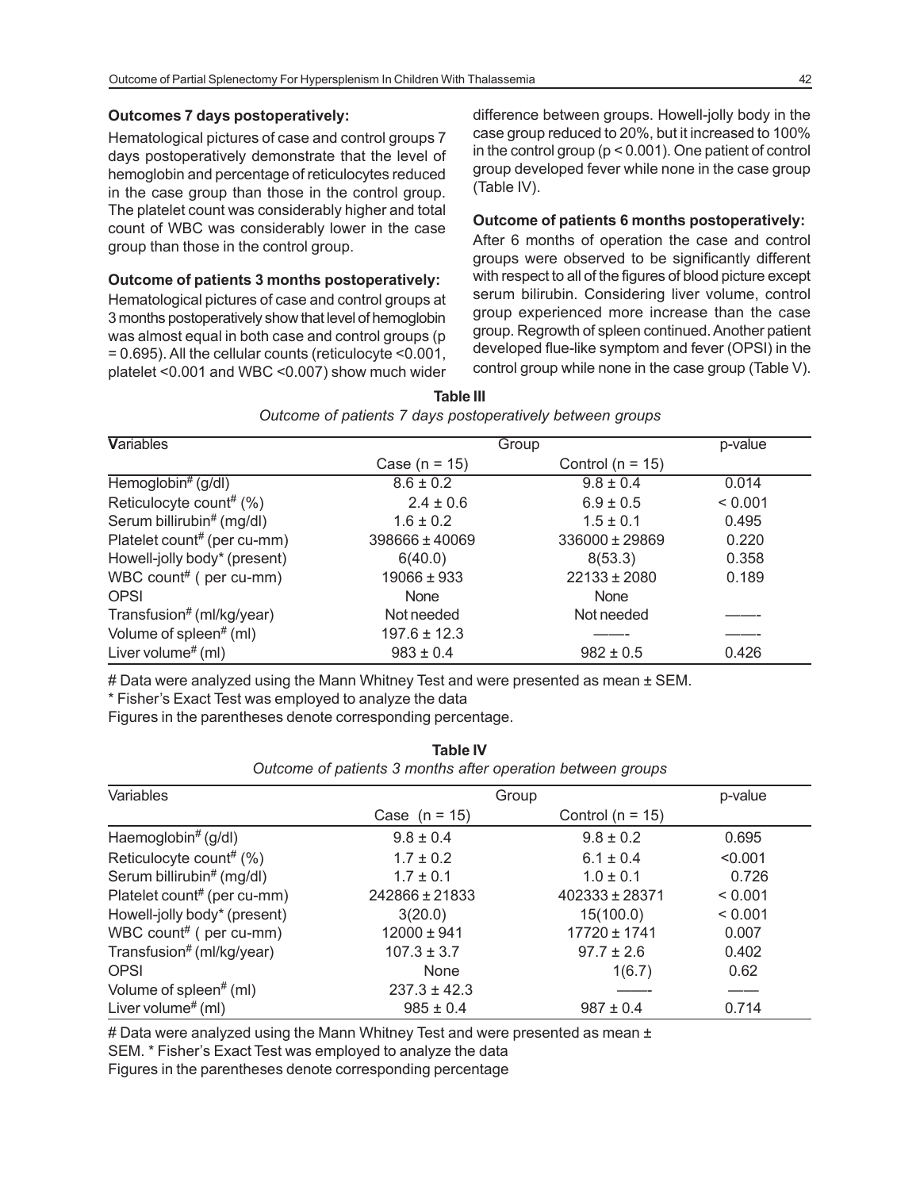### Outcomes 7 days postoperatively:

Hematological pictures of case and control groups 7 days postoperatively demonstrate that the level of hemoglobin and percentage of reticulocytes reduced in the case group than those in the control group. The platelet count was considerably higher and total count of WBC was considerably lower in the case group than those in the control group.

### Outcome of patients 3 months postoperatively:

Hematological pictures of case and control groups at 3 months postoperatively show that level of hemoglobin was almost equal in both case and control groups (p = 0.695). All the cellular counts (reticulocyte <0.001, platelet <0.001 and WBC <0.007) show much wider difference between groups. Howell-jolly body in the case group reduced to 20%, but it increased to 100% in the control group (p < 0.001). One patient of control group developed fever while none in the case group (Table IV).

### Outcome of patients 6 months postoperatively:

After 6 months of operation the case and control groups were observed to be significantly different with respect to all of the figures of blood picture except serum bilirubin. Considering liver volume, control group experienced more increase than the case group. Regrowth of spleen continued. Another patient developed flue-like symptom and fever (OPSI) in the control group while none in the case group (Table V).

**Table III**

*Outcome of patients 7 days postoperatively between groups*

| Variables | Group | | p-value |
|---|---|---|---|
| | Case (n = 15) | Control (n = 15) | |
| Hemoglobin# (g/dl) | 8.6 ± 0.2 | 9.8 ± 0.4 | 0.014 |
| Reticulocyte count# (%) | 2.4 ± 0.6 | 6.9 ± 0.5 | < 0.001 |
| Serum billirubin# (mg/dl) | 1.6 ± 0.2 | 1.5 ± 0.1 | 0.495 |
| Platelet count# (per cu-mm) | 398666 ± 40069 | 336000 ± 29869 | 0.220 |
| Howell-jolly body* (present) | 6(40.0) | 8(53.3) | 0.358 |
| WBC count# ( per cu-mm) | 19066 ± 933 | 22133 ± 2080 | 0.189 |
| OPSI | None | None | |
| Transfusion# (ml/kg/year) | Not needed | Not needed | ——- |
| Volume of spleen# (ml) | 197.6 ± 12.3 | ——- | ——- |
| Liver volume# (ml) | 983 ± 0.4 | 982 ± 0.5 | 0.426 |

# Data were analyzed using the Mann Whitney Test and were presented as mean ± SEM.
* Fisher's Exact Test was employed to analyze the data
Figures in the parentheses denote corresponding percentage.

**Table IV**

*Outcome of patients 3 months after operation between groups*

| Variables | Group | | p-value |
|---|---|---|---|
| | Case (n = 15) | Control (n = 15) | |
| Haemoglobin# (g/dl) | 9.8 ± 0.4 | 9.8 ± 0.2 | 0.695 |
| Reticulocyte count# (%) | 1.7 ± 0.2 | 6.1 ± 0.4 | <0.001 |
| Serum billirubin# (mg/dl) | 1.7 ± 0.1 | 1.0 ± 0.1 | 0.726 |
| Platelet count# (per cu-mm) | 242866 ± 21833 | 402333 ± 28371 | < 0.001 |
| Howell-jolly body* (present) | 3(20.0) | 15(100.0) | < 0.001 |
| WBC count# ( per cu-mm) | 12000 ± 941 | 17720 ± 1741 | 0.007 |
| Transfusion# (ml/kg/year) | 107.3 ± 3.7 | 97.7 ± 2.6 | 0.402 |
| OPSI | None | 1(6.7) | 0.62 |
| Volume of spleen# (ml) | 237.3 ± 42.3 | —— | —— |
| Liver volume# (ml) | 985 ± 0.4 | 987 ± 0.4 | 0.714 |

# Data were analyzed using the Mann Whitney Test and were presented as mean ± SEM. * Fisher's Exact Test was employed to analyze the data
Figures in the parentheses denote corresponding percentage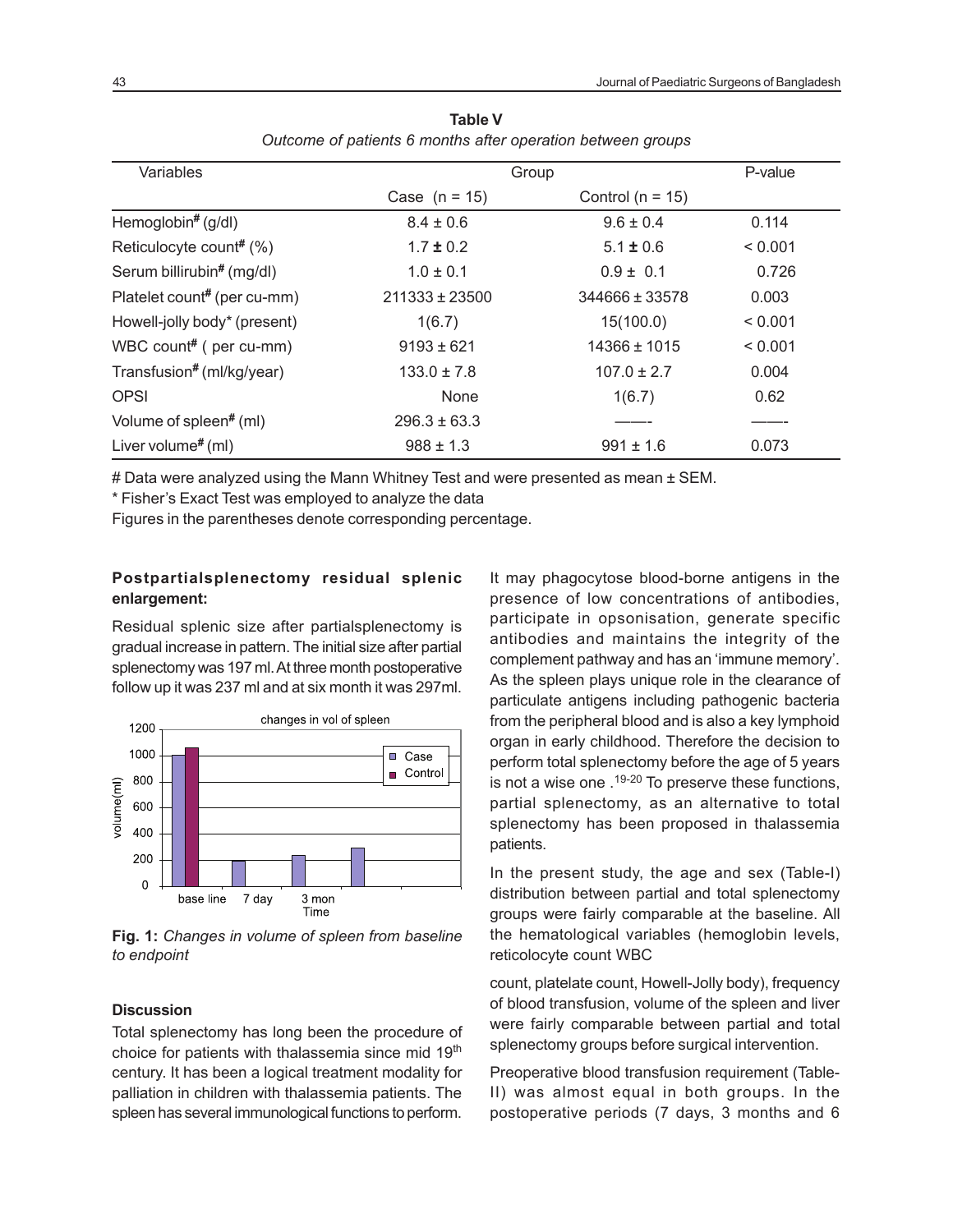**Table V**

*Outcome of patients 6 months after operation between groups*

| Variables | Group | | P-value |
|---|---|---|---|
| | Case (n = 15) | Control (n = 15) | |
| Hemoglobin# (g/dl) | 8.4 ± 0.6 | 9.6 ± 0.4 | 0.114 |
| Reticulocyte count# (%) | 1.7 ± 0.2 | 5.1 ± 0.6 | < 0.001 |
| Serum billirubin# (mg/dl) | 1.0 ± 0.1 | 0.9 ± 0.1 | 0.726 |
| Platelet count# (per cu-mm) | 211333 ± 23500 | 344666 ± 33578 | 0.003 |
| Howell-jolly body* (present) | 1(6.7) | 15(100.0) | < 0.001 |
| WBC count# ( per cu-mm) | 9193 ± 621 | 14366 ± 1015 | < 0.001 |
| Transfusion# (ml/kg/year) | 133.0 ± 7.8 | 107.0 ± 2.7 | 0.004 |
| OPSI | None | 1(6.7) | 0.62 |
| Volume of spleen# (ml) | 296.3 ± 63.3 | ——- | ——- |
| Liver volume# (ml) | 988 ± 1.3 | 991 ± 1.6 | 0.073 |

# Data were analyzed using the Mann Whitney Test and were presented as mean ± SEM.

* Fisher's Exact Test was employed to analyze the data

Figures in the parentheses denote corresponding percentage.

**Postpartialsplenectomy residual splenic enlargement:**

Residual splenic size after partialsplenectomy is gradual increase in pattern. The initial size after partial splenectomy was 197 ml. At three month postoperative follow up it was 237 ml and at six month it was 297ml.

**Fig. 1:** *Changes in volume of spleen from baseline to endpoint*

**Discussion**

Total splenectomy has long been the procedure of choice for patients with thalassemia since mid 19th century. It has been a logical treatment modality for palliation in children with thalassemia patients. The spleen has several immunological functions to perform. It may phagocytose blood-borne antigens in the presence of low concentrations of antibodies, participate in opsonisation, generate specific antibodies and maintains the integrity of the complement pathway and has an 'immune memory'. As the spleen plays unique role in the clearance of particulate antigens including pathogenic bacteria from the peripheral blood and is also a key lymphoid organ in early childhood. Therefore the decision to perform total splenectomy before the age of 5 years is not a wise one .[19-20] To preserve these functions, partial splenectomy, as an alternative to total splenectomy has been proposed in thalassemia patients.

In the present study, the age and sex (Table-I) distribution between partial and total splenectomy groups were fairly comparable at the baseline. All the hematological variables (hemoglobin levels, reticolocyte count WBC count, platelate count, Howell-Jolly body), frequency of blood transfusion, volume of the spleen and liver were fairly comparable between partial and total splenectomy groups before surgical intervention.

Preoperative blood transfusion requirement (Table-II) was almost equal in both groups. In the postoperative periods (7 days, 3 months and 6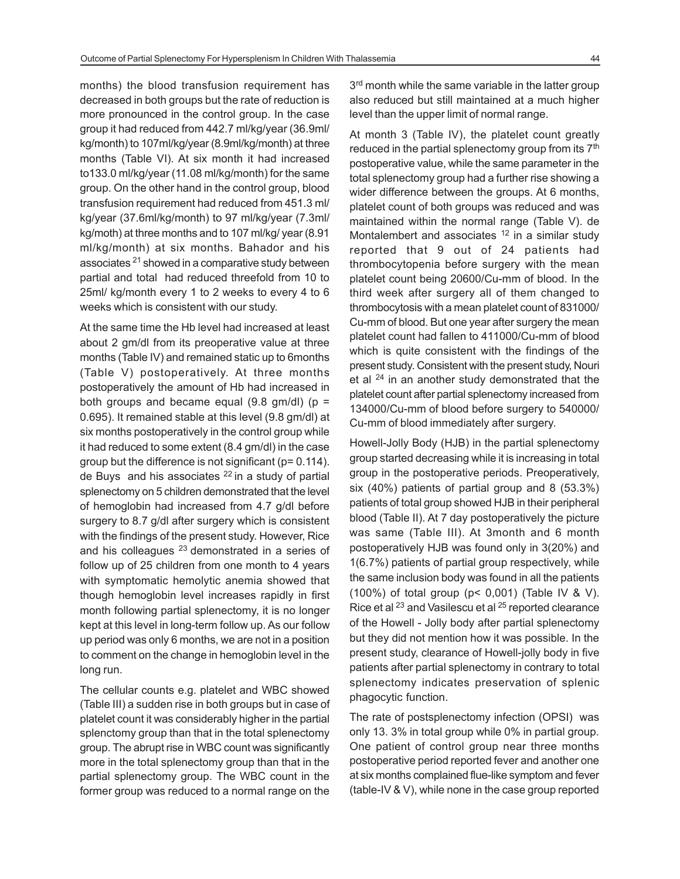months) the blood transfusion requirement has decreased in both groups but the rate of reduction is more pronounced in the control group. In the case group it had reduced from 442.7 ml/kg/year (36.9ml/kg/month) to 107ml/kg/year (8.9ml/kg/month) at three months (Table VI). At six month it had increased to133.0 ml/kg/year (11.08 ml/kg/month) for the same group. On the other hand in the control group, blood transfusion requirement had reduced from 451.3 ml/kg/year (37.6ml/kg/month) to 97 ml/kg/year (7.3ml/kg/moth) at three months and to 107 ml/kg/ year (8.91 ml/kg/month) at six months. Bahador and his associates [21] showed in a comparative study between partial and total had reduced threefold from 10 to 25ml/ kg/month every 1 to 2 weeks to every 4 to 6 weeks which is consistent with our study.

At the same time the Hb level had increased at least about 2 gm/dl from its preoperative value at three months (Table IV) and remained static up to 6months (Table V) postoperatively. At three months postoperatively the amount of Hb had increased in both groups and became equal (9.8 gm/dl) ($p = 0.695$). It remained stable at this level (9.8 gm/dl) at six months postoperatively in the control group while it had reduced to some extent (8.4 gm/dl) in the case group but the difference is not significant ($p = 0.114$). de Buys and his associates [22] in a study of partial splenectomy on 5 children demonstrated that the level of hemoglobin had increased from 4.7 g/dl before surgery to 8.7 g/dl after surgery which is consistent with the findings of the present study. However, Rice and his colleagues [23] demonstrated in a series of follow up of 25 children from one month to 4 years with symptomatic hemolytic anemia showed that though hemoglobin level increases rapidly in first month following partial splenectomy, it is no longer kept at this level in long-term follow up. As our follow up period was only 6 months, we are not in a position to comment on the change in hemoglobin level in the long run.

The cellular counts e.g. platelet and WBC showed (Table III) a sudden rise in both groups but in case of platelet count it was considerably higher in the partial splenctomy group than that in the total splenectomy group. The abrupt rise in WBC count was significantly more in the total splenectomy group than that in the partial splenectomy group. The WBC count in the former group was reduced to a normal range on the 3rd month while the same variable in the latter group also reduced but still maintained at a much higher level than the upper limit of normal range.

At month 3 (Table IV), the platelet count greatly reduced in the partial splenectomy group from its 7th postoperative value, while the same parameter in the total splenectomy group had a further rise showing a wider difference between the groups. At 6 months, platelet count of both groups was reduced and was maintained within the normal range (Table V). de Montalembert and associates [12] in a similar study reported that 9 out of 24 patients had thrombocytopenia before surgery with the mean platelet count being 20600/Cu-mm of blood. In the third week after surgery all of them changed to thrombocytosis with a mean platelet count of 831000/Cu-mm of blood. But one year after surgery the mean platelet count had fallen to 411000/Cu-mm of blood which is quite consistent with the findings of the present study. Consistent with the present study, Nouri et al [24] in another study demonstrated that the platelet count after partial splenectomy increased from 134000/Cu-mm of blood before surgery to 540000/Cu-mm of blood immediately after surgery.

Howell-Jolly Body (HJB) in the partial splenectomy group started decreasing while it is increasing in total group in the postoperative periods. Preoperatively, six (40%) patients of partial group and 8 (53.3%) patients of total group showed HJB in their peripheral blood (Table II). At 7 day postoperatively the picture was same (Table III). At 3month and 6 month postoperatively HJB was found only in 3(20%) and 1(6.7%) patients of partial group respectively, while the same inclusion body was found in all the patients (100%) of total group ($p < 0,001$) (Table IV & V). Rice et al [23] and Vasilescu et al [25] reported clearance of the Howell - Jolly body after partial splenectomy but they did not mention how it was possible. In the present study, clearance of Howell-jolly body in five patients after partial splenectomy in contrary to total splenectomy indicates preservation of splenic phagocytic function.

The rate of postsplenectomy infection (OPSI) was only 13. 3% in total group while 0% in partial group. One patient of control group near three months postoperative period reported fever and another one at six months complained flue-like symptom and fever (table-IV & V), while none in the case group reported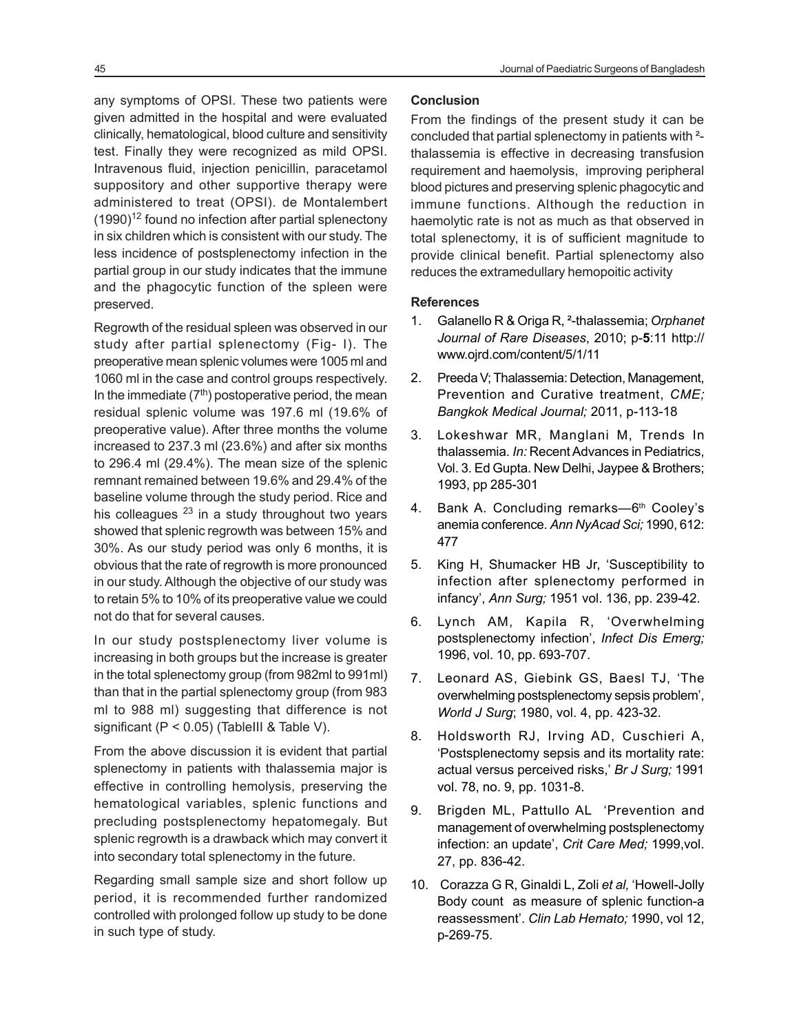any symptoms of OPSI. These two patients were given admitted in the hospital and were evaluated clinically, hematological, blood culture and sensitivity test. Finally they were recognized as mild OPSI. Intravenous fluid, injection penicillin, paracetamol suppository and other supportive therapy were administered to treat (OPSI). de Montalembert (1990)[12] found no infection after partial splenectony in six children which is consistent with our study. The less incidence of postsplenectomy infection in the partial group in our study indicates that the immune and the phagocytic function of the spleen were preserved.

Regrowth of the residual spleen was observed in our study after partial splenectomy (Fig- I). The preoperative mean splenic volumes were 1005 ml and 1060 ml in the case and control groups respectively. In the immediate ($7^{th}$) postoperative period, the mean residual splenic volume was 197.6 ml (19.6% of preoperative value). After three months the volume increased to 237.3 ml (23.6%) and after six months to 296.4 ml (29.4%). The mean size of the splenic remnant remained between 19.6% and 29.4% of the baseline volume through the study period. Rice and his colleagues [23] in a study throughout two years showed that splenic regrowth was between 15% and 30%. As our study period was only 6 months, it is obvious that the rate of regrowth is more pronounced in our study. Although the objective of our study was to retain 5% to 10% of its preoperative value we could not do that for several causes.

In our study postsplenectomy liver volume is increasing in both groups but the increase is greater in the total splenectomy group (from 982ml to 991ml) than that in the partial splenectomy group (from 983 ml to 988 ml) suggesting that difference is not significant ($P < 0.05$) (TableIII & Table V).

From the above discussion it is evident that partial splenectomy in patients with thalassemia major is effective in controlling hemolysis, preserving the hematological variables, splenic functions and precluding postsplenectomy hepatomegaly. But splenic regrowth is a drawback which may convert it into secondary total splenectomy in the future.

Regarding small sample size and short follow up period, it is recommended further randomized controlled with prolonged follow up study to be done in such type of study.

## Conclusion

From the findings of the present study it can be concluded that partial splenectomy in patients with ²-thalassemia is effective in decreasing transfusion requirement and haemolysis, improving peripheral blood pictures and preserving splenic phagocytic and immune functions. Although the reduction in haemolytic rate is not as much as that observed in total splenectomy, it is of sufficient magnitude to provide clinical benefit. Partial splenectomy also reduces the extramedullary hemopoitic activity

## References

1. Galanello R & Origa R, ²-thalassemia; *Orphanet Journal of Rare Diseases*, 2010; p-**5**:11 http://www.ojrd.com/content/5/1/11
2. Preeda V; Thalassemia: Detection, Management, Prevention and Curative treatment, *CME; Bangkok Medical Journal;* 2011, p-113-18
3. Lokeshwar MR, Manglani M, Trends In thalassemia. *In:* Recent Advances in Pediatrics, Vol. 3. Ed Gupta. New Delhi, Jaypee & Brothers; 1993, pp 285-301
4. Bank A. Concluding remarks—6th Cooley's anemia conference. *Ann NyAcad Sci;* 1990, 612: 477
5. King H, Shumacker HB Jr, 'Susceptibility to infection after splenectomy performed in infancy', *Ann Surg;* 1951 vol. 136, pp. 239-42.
6. Lynch AM, Kapila R, 'Overwhelming postsplenectomy infection', *Infect Dis Emerg;* 1996, vol. 10, pp. 693-707.
7. Leonard AS, Giebink GS, Baesl TJ, 'The overwhelming postsplenectomy sepsis problem', *World J Surg*; 1980, vol. 4, pp. 423-32.
8. Holdsworth RJ, Irving AD, Cuschieri A, 'Postsplenectomy sepsis and its mortality rate: actual versus perceived risks,' *Br J Surg;* 1991 vol. 78, no. 9, pp. 1031-8.
9. Brigden ML, Pattullo AL 'Prevention and management of overwhelming postsplenectomy infection: an update', *Crit Care Med;* 1999,vol. 27, pp. 836-42.
10. Corazza G R, Ginaldi L, Zoli *et al,* 'Howell-Jolly Body count as measure of splenic function-a reassessment'. *Clin Lab Hemato;* 1990, vol 12, p-269-75.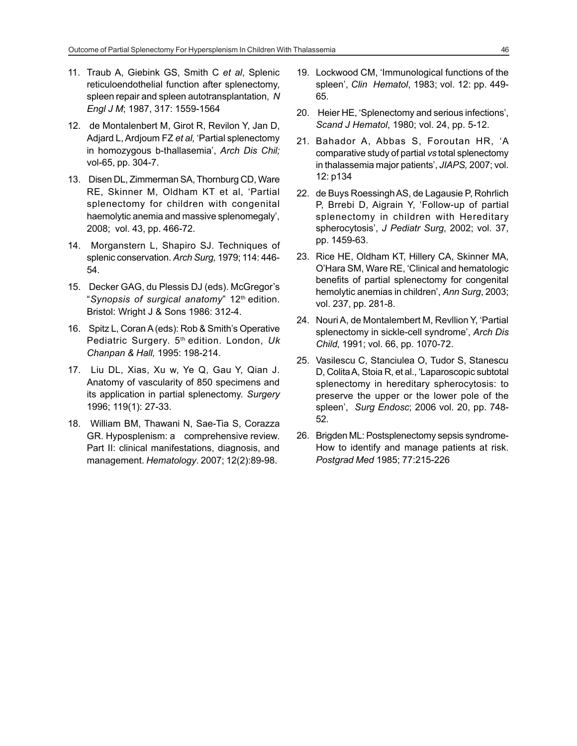11. Traub A, Giebink GS, Smith C *et al*, Splenic reticuloendothelial function after splenectomy, spleen repair and spleen autotransplantation, *N Engl J M*; 1987, 317: 1559-1564

12. de Montalenbert M, Girot R, Revilon Y, Jan D, Adjard L, Ardjoum FZ *et al,* 'Partial splenectomy in homozygous b-thallasemia', *Arch Dis Chil;* vol-65, pp. 304-7.

13. Disen DL, Zimmerman SA, Thornburg CD, Ware RE, Skinner M, Oldham KT et al, 'Partial splenectomy for children with congenital haemolytic anemia and massive splenomegaly', 2008; vol. 43, pp. 466-72.

14. Morganstern L, Shapiro SJ. Techniques of splenic conservation. *Arch Surg,* 1979; 114: 446-54.

15. Decker GAG, du Plessis DJ (eds). McGregor's "*Synopsis of surgical anatomy*" 12th edition. Bristol: Wright J & Sons 1986: 312-4.

16. Spitz L, Coran A (eds): Rob & Smith's Operative Pediatric Surgery. 5th edition. London, *Uk Chanpan & Hall,* 1995: 198-214.

17. Liu DL, Xias, Xu w, Ye Q, Gau Y, Qian J. Anatomy of vascularity of 850 specimens and its application in partial splenectomy. *Surgery* 1996; 119(1): 27-33.

18. William BM, Thawani N, Sae-Tia S, Corazza GR. Hyposplenism: a comprehensive review. Part II: clinical manifestations, diagnosis, and management. *Hematology*. 2007; 12(2):89-98.

19. Lockwood CM, 'Immunological functions of the spleen', *Clin Hematol*, 1983; vol. 12: pp. 449-65.

20. Heier HE, 'Splenectomy and serious infections', *Scand J Hematol*, 1980; vol. 24, pp. 5-12.

21. Bahador A, Abbas S, Foroutan HR, 'A comparative study of partial *vs* total splenectomy in thalassemia major patients', *JIAPS,* 2007; vol. 12: p134

22. de Buys Roessingh AS, de Lagausie P, Rohrlich P, Brrebi D, Aigrain Y, 'Follow-up of partial splenectomy in children with Hereditary spherocytosis', *J Pediatr Surg*, 2002; vol. 37, pp. 1459-63.

23. Rice HE, Oldham KT, Hillery CA, Skinner MA, O'Hara SM, Ware RE, 'Clinical and hematologic benefits of partial splenectomy for congenital hemolytic anemias in children', *Ann Surg*, 2003; vol. 237, pp. 281-8.

24. Nouri A, de Montalembert M, Revllion Y, 'Partial splenectomy in sickle-cell syndrome', *Arch Dis Child*, 1991; vol. 66, pp. 1070-72.

25. Vasilescu C, Stanciulea O, Tudor S, Stanescu D, Colita A, Stoia R, et al., 'Laparoscopic subtotal splenectomy in hereditary spherocytosis: to preserve the upper or the lower pole of the spleen', *Surg Endosc*; 2006 vol. 20, pp. 748-52.

26. Brigden ML: Postsplenectomy sepsis syndrome-How to identify and manage patients at risk. *Postgrad Med* 1985; 77:215-226